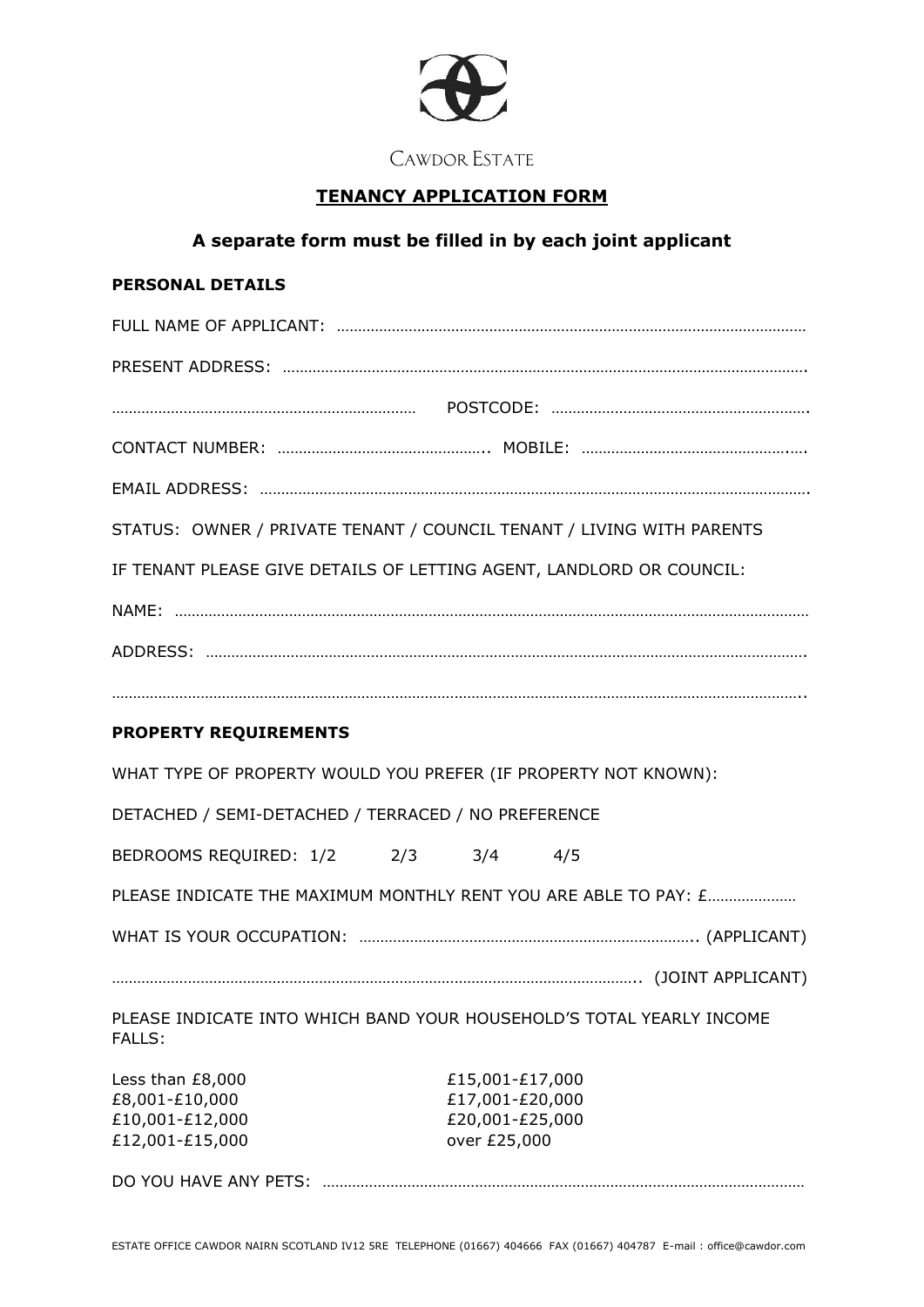CAWDOR ESTATE

# TENANCY APPLICATION FORM

## A separate form must be filled in by each joint applicant

**PERSONAL DETAILS**

FULL NAME OF APPLICANT: …………………………………………………………………………………………………

PRESENT ADDRESS: ……………………………………………………………………………………………………………

……………………………………………………………… POSTCODE: ……………………………………………………

CONTACT NUMBER: ………………………………………….. MOBILE: ………………………………………….….

EMAIL ADDRESS: ………………………………………………………………………………………………………………

STATUS: OWNER / PRIVATE TENANT / COUNCIL TENANT / LIVING WITH PARENTS

IF TENANT PLEASE GIVE DETAILS OF LETTING AGENT, LANDLORD OR COUNCIL:

NAME: …………………………………………………………………………………………………………………………

ADDRESS: ……………………………………………………………………………………………………………………

………………………………………………………………………………………………………………………………..

**PROPERTY REQUIREMENTS**

WHAT TYPE OF PROPERTY WOULD YOU PREFER (IF PROPERTY NOT KNOWN):

DETACHED / SEMI-DETACHED / TERRACED / NO PREFERENCE

BEDROOMS REQUIRED: 1/2 2/3 3/4 4/5

PLEASE INDICATE THE MAXIMUM MONTHLY RENT YOU ARE ABLE TO PAY: £…………………

WHAT IS YOUR OCCUPATION: …………………………………………………………………….. (APPLICANT)

……………………………………………………………………………………………………….. (JOINT APPLICANT)

PLEASE INDICATE INTO WHICH BAND YOUR HOUSEHOLD'S TOTAL YEARLY INCOME FALLS:

| | |
|---|---|
| Less than £8,000 | £15,001-£17,000 |
| £8,001-£10,000 | £17,001-£20,000 |
| £10,001-£12,000 | £20,001-£25,000 |
| £12,001-£15,000 | over £25,000 |

DO YOU HAVE ANY PETS: …………………………………………………………………………………………………

ESTATE OFFICE CAWDOR NAIRN SCOTLAND IV12 5RE TELEPHONE (01667) 404666 FAX (01667) 404787 E-mail : office@cawdor.com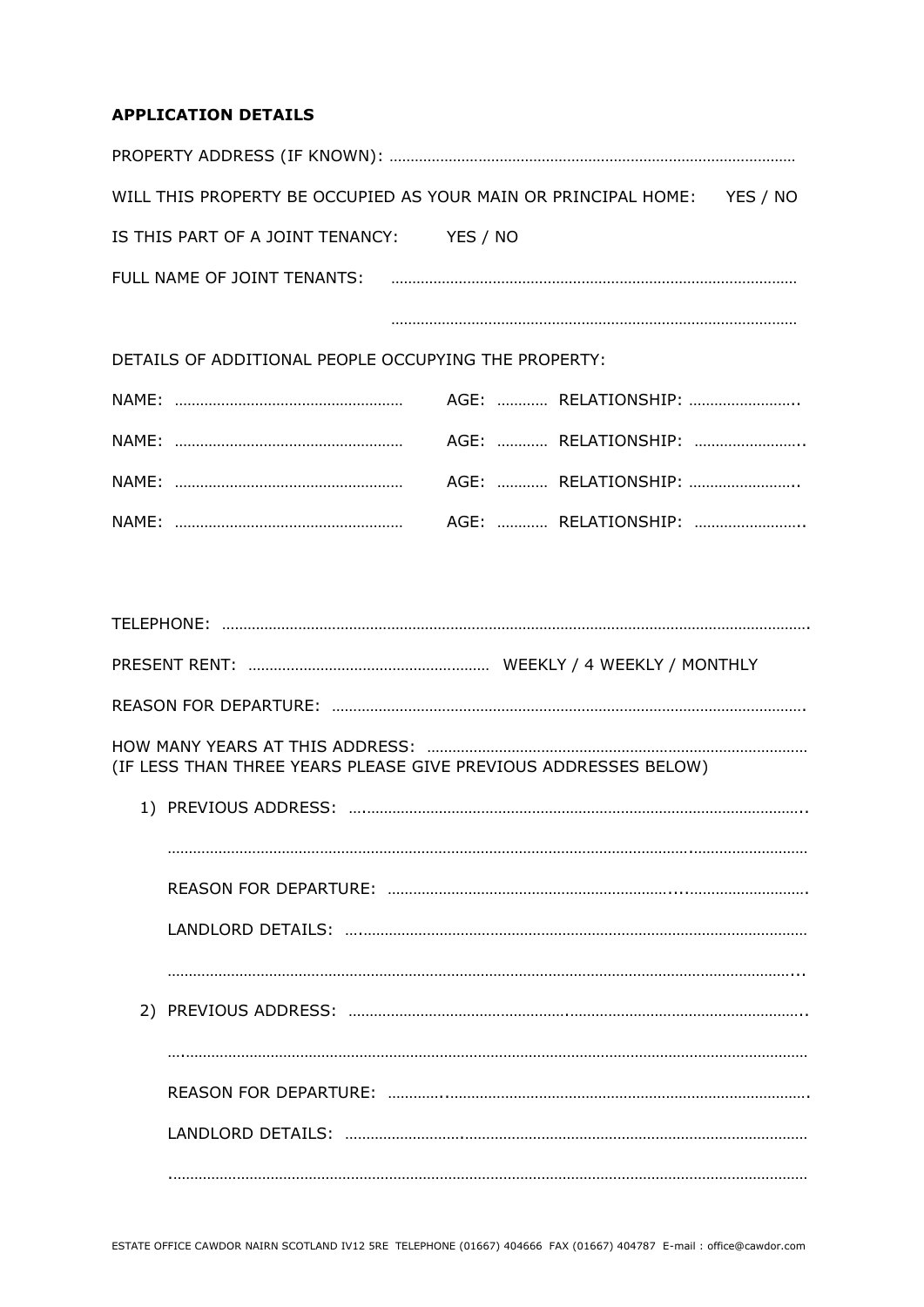**APPLICATION DETAILS**

PROPERTY ADDRESS (IF KNOWN): ……………………………………………………………………………………

WILL THIS PROPERTY BE OCCUPIED AS YOUR MAIN OR PRINCIPAL HOME: YES / NO

IS THIS PART OF A JOINT TENANCY: YES / NO

FULL NAME OF JOINT TENANTS: ……………………………………………………………………………………

……………………………………………………………………………………

DETAILS OF ADDITIONAL PEOPLE OCCUPYING THE PROPERTY:

NAME: ……………………………………………… AGE: ………… RELATIONSHIP: ……………………..

NAME: ……………………………………………… AGE: ………… RELATIONSHIP: ……………………..

NAME: ……………………………………………… AGE: ………… RELATIONSHIP: ……………………..

NAME: ……………………………………………… AGE: ………… RELATIONSHIP: ……………………..

TELEPHONE: ……………………………………………………………………………………………………………………….

PRESENT RENT: ………………………………………………… WEEKLY / 4 WEEKLY / MONTHLY

REASON FOR DEPARTURE: ……………………………………………………………………………………………….

HOW MANY YEARS AT THIS ADDRESS: ………………………………………………………………………………
(IF LESS THAN THREE YEARS PLEASE GIVE PREVIOUS ADDRESSES BELOW)

1) PREVIOUS ADDRESS: ………………………………………………………………………………………………..

   …………………………………………………………………………………………………………………………

   REASON FOR DEPARTURE: ………………………………………………………………………………….

   LANDLORD DETAILS: ……………………………………………………………………………………………

   …………………………………………………………………………………………………………………………...

2) PREVIOUS ADDRESS: ………………………………………………………………………………………………..

   …………………………………………………………………………………………………………………………

   REASON FOR DEPARTURE: ………………………………………………………………………………….

   LANDLORD DETAILS: ……………………………………………………………………………………………

   …………………………………………………………………………………………………………………………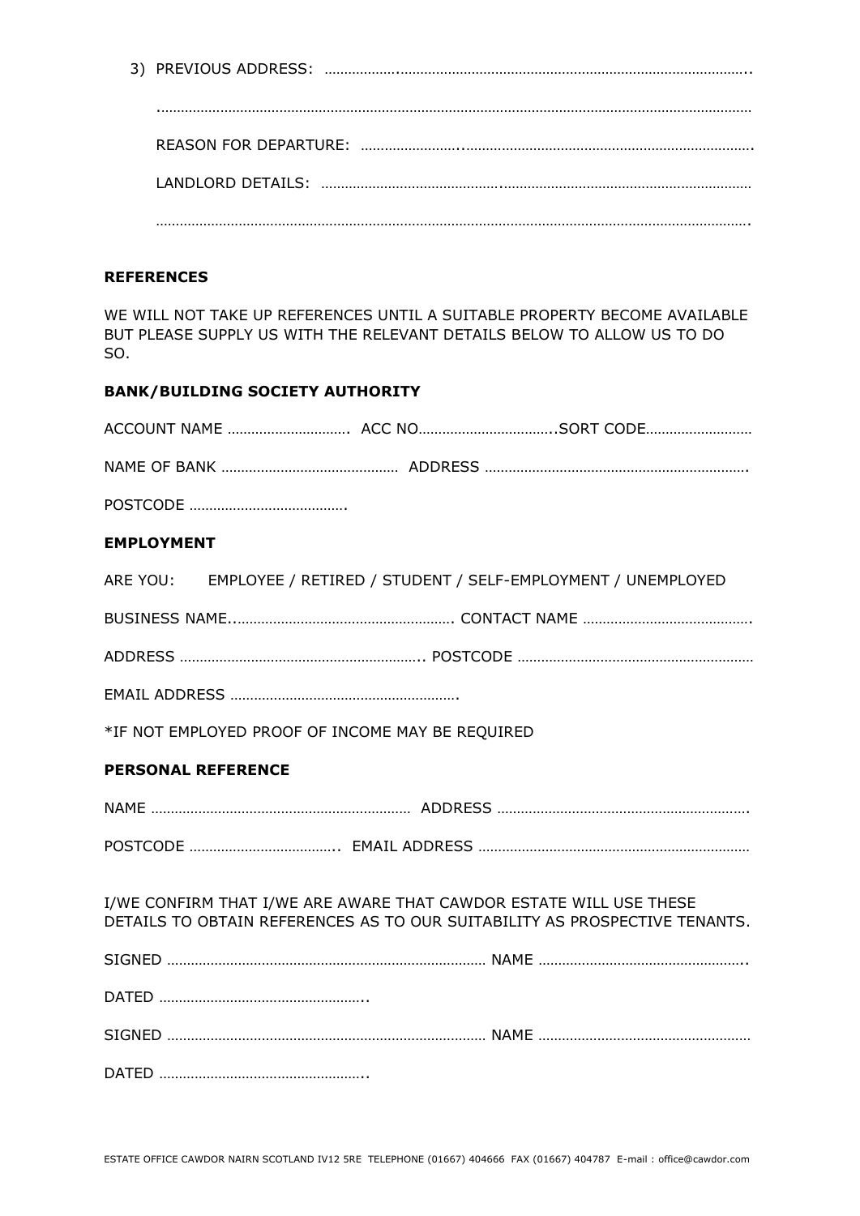3) PREVIOUS ADDRESS: ……………………………………………………………………………………………..

…………………………………………………………………………………………………………………………………

REASON FOR DEPARTURE: ……………………………………………………………………………………….

LANDLORD DETAILS: ……………………………………………………………………………………………………

………………………………………………………………………………………………………………………………….

**REFERENCES**

WE WILL NOT TAKE UP REFERENCES UNTIL A SUITABLE PROPERTY BECOME AVAILABLE BUT PLEASE SUPPLY US WITH THE RELEVANT DETAILS BELOW TO ALLOW US TO DO SO.

**BANK/BUILDING SOCIETY AUTHORITY**

ACCOUNT NAME …………………………. ACC NO……………………………..SORT CODE………………………

NAME OF BANK ……………………………………… ADDRESS ………………………………………………………….

POSTCODE ………………………………….

**EMPLOYMENT**

ARE YOU: EMPLOYEE / RETIRED / STUDENT / SELF-EMPLOYMENT / UNEMPLOYED

BUSINESS NAME..………………………………………………. CONTACT NAME …………………………………….

ADDRESS …………………………………………………….. POSTCODE ……………………………………………………

EMAIL ADDRESS ………………………………………………….

*IF NOT EMPLOYED PROOF OF INCOME MAY BE REQUIRED

**PERSONAL REFERENCE**

NAME ………………………………………………………… ADDRESS ……………………………………………………….

POSTCODE ……………………………….. EMAIL ADDRESS ……………………………………………………………

I/WE CONFIRM THAT I/WE ARE AWARE THAT CAWDOR ESTATE WILL USE THESE DETAILS TO OBTAIN REFERENCES AS TO OUR SUITABILITY AS PROSPECTIVE TENANTS.

SIGNED ……………………………………………………………………… NAME ……………………………………………..

DATED ……………………………………………..

SIGNED ……………………………………………………………………… NAME ………………………………………………

DATED ……………………………………………..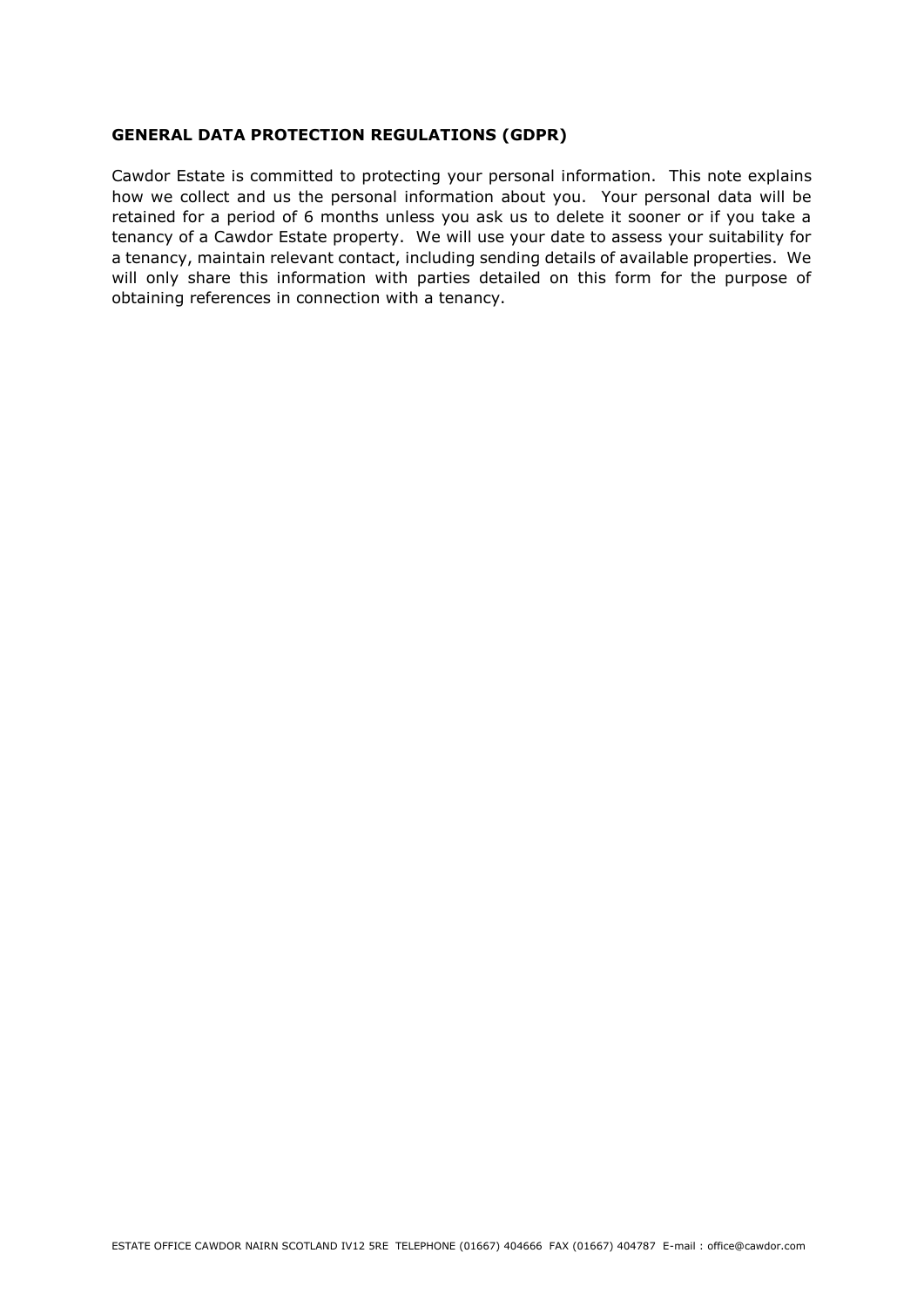**GENERAL DATA PROTECTION REGULATIONS (GDPR)**

Cawdor Estate is committed to protecting your personal information. This note explains how we collect and us the personal information about you. Your personal data will be retained for a period of 6 months unless you ask us to delete it sooner or if you take a tenancy of a Cawdor Estate property. We will use your date to assess your suitability for a tenancy, maintain relevant contact, including sending details of available properties. We will only share this information with parties detailed on this form for the purpose of obtaining references in connection with a tenancy.

ESTATE OFFICE CAWDOR NAIRN SCOTLAND IV12 5RE TELEPHONE (01667) 404666 FAX (01667) 404787 E-mail : office@cawdor.com